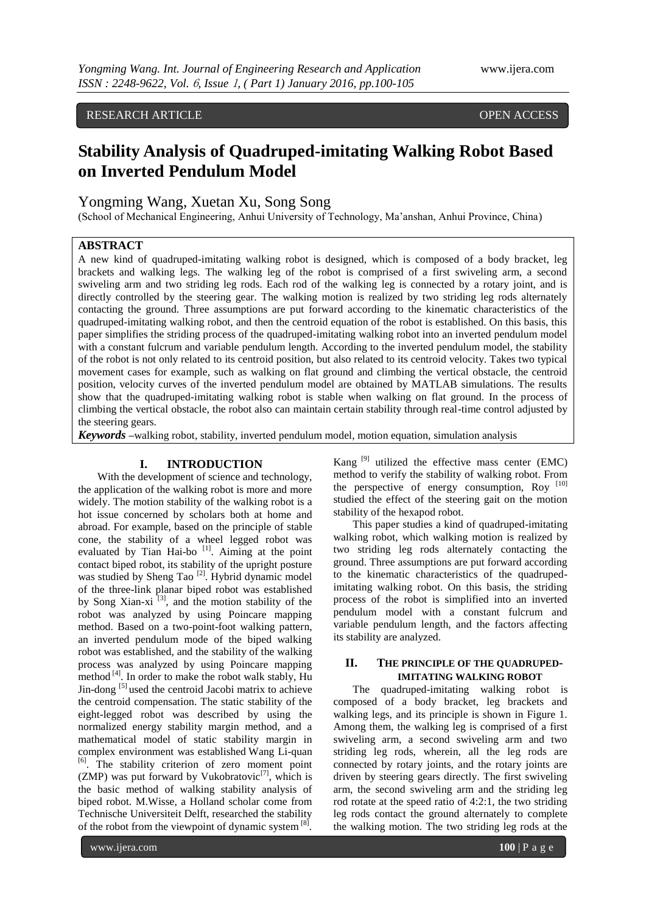RESEARCH ARTICLE OPEN ACCESS

# Stability Analysis of Quadruped-imitating Walking Robot Based on Inverted Pendulum Model

Yongming Wang, Xuetan Xu, Song Song

(School of Mechanical Engineering, Anhui University of Technology, Ma'anshan, Anhui Province, China)

## ABSTRACT

A new kind of quadruped-imitating walking robot is designed, which is composed of a body bracket, leg brackets and walking legs. The walking leg of the robot is comprised of a first swiveling arm, a second swiveling arm and two striding leg rods. Each rod of the walking leg is connected by a rotary joint, and is directly controlled by the steering gear. The walking motion is realized by two striding leg rods alternately contacting the ground. Three assumptions are put forward according to the kinematic characteristics of the quadruped-imitating walking robot, and then the centroid equation of the robot is established. On this basis, this paper simplifies the striding process of the quadruped-imitating walking robot into an inverted pendulum model with a constant fulcrum and variable pendulum length. According to the inverted pendulum model, the stability of the robot is not only related to its centroid position, but also related to its centroid velocity. Takes two typical movement cases for example, such as walking on flat ground and climbing the vertical obstacle, the centroid position, velocity curves of the inverted pendulum model are obtained by MATLAB simulations. The results show that the quadruped-imitating walking robot is stable when walking on flat ground. In the process of climbing the vertical obstacle, the robot also can maintain certain stability through real-time control adjusted by the steering gears.

***Keywords*** **–**walking robot, stability, inverted pendulum model, motion equation, simulation analysis

## I. INTRODUCTION

With the development of science and technology, the application of the walking robot is more and more widely. The motion stability of the walking robot is a hot issue concerned by scholars both at home and abroad. For example, based on the principle of stable cone, the stability of a wheel legged robot was evaluated by Tian Hai-bo [1]. Aiming at the point contact biped robot, its stability of the upright posture was studied by Sheng Tao [2]. Hybrid dynamic model of the three-link planar biped robot was established by Song Xian-xi [3], and the motion stability of the robot was analyzed by using Poincare mapping method. Based on a two-point-foot walking pattern, an inverted pendulum mode of the biped walking robot was established, and the stability of the walking process was analyzed by using Poincare mapping method [4]. In order to make the robot walk stably, Hu Jin-dong [5] used the centroid Jacobi matrix to achieve the centroid compensation. The static stability of the eight-legged robot was described by using the normalized energy stability margin method, and a mathematical model of static stability margin in complex environment was established Wang Li-quan [6]. The stability criterion of zero moment point (ZMP) was put forward by Vukobratovic[7], which is the basic method of walking stability analysis of biped robot. M.Wisse, a Holland scholar come from Technische Universiteit Delft, researched the stability of the robot from the viewpoint of dynamic system [8]. Kang [9] utilized the effective mass center (EMC) method to verify the stability of walking robot. From the perspective of energy consumption, Roy [10] studied the effect of the steering gait on the motion stability of the hexapod robot.

This paper studies a kind of quadruped-imitating walking robot, which walking motion is realized by two striding leg rods alternately contacting the ground. Three assumptions are put forward according to the kinematic characteristics of the quadruped-imitating walking robot. On this basis, the striding process of the robot is simplified into an inverted pendulum model with a constant fulcrum and variable pendulum length, and the factors affecting its stability are analyzed.

## II. THE PRINCIPLE OF THE QUADRUPED-IMITATING WALKING ROBOT

The quadruped-imitating walking robot is composed of a body bracket, leg brackets and walking legs, and its principle is shown in Figure 1. Among them, the walking leg is comprised of a first swiveling arm, a second swiveling arm and two striding leg rods, wherein, all the leg rods are connected by rotary joints, and the rotary joints are driven by steering gears directly. The first swiveling arm, the second swiveling arm and the striding leg rod rotate at the speed ratio of 4:2:1, the two striding leg rods contact the ground alternately to complete the walking motion. The two striding leg rods at the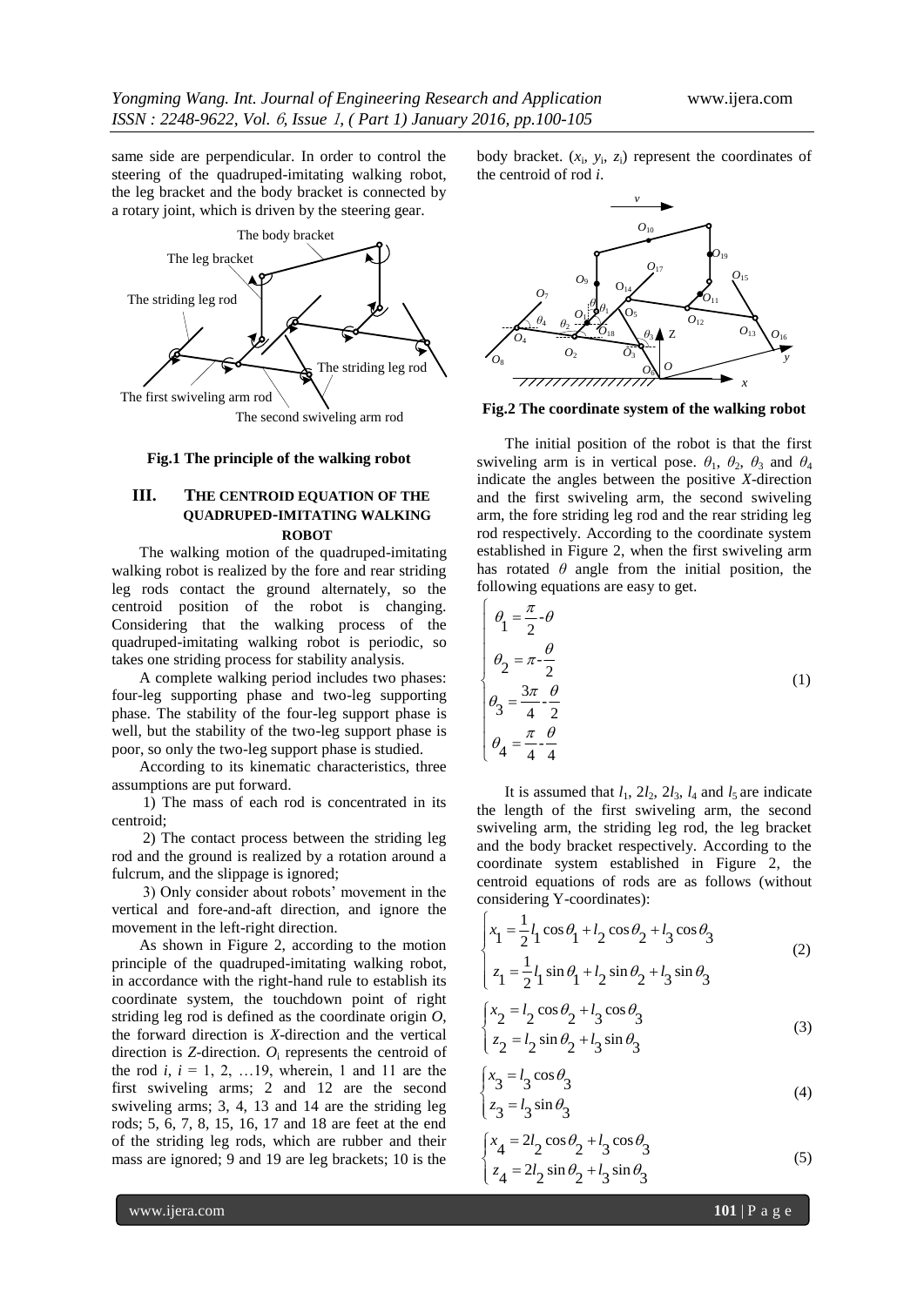same side are perpendicular. In order to control the steering of the quadruped-imitating walking robot, the leg bracket and the body bracket is connected by a rotary joint, which is driven by the steering gear.

**Fig.1 The principle of the walking robot**

## III. THE CENTROID EQUATION OF THE QUADRUPED-IMITATING WALKING ROBOT

The walking motion of the quadruped-imitating walking robot is realized by the fore and rear striding leg rods contact the ground alternately, so the centroid position of the robot is changing. Considering that the walking process of the quadruped-imitating walking robot is periodic, so takes one striding process for stability analysis.

A complete walking period includes two phases: four-leg supporting phase and two-leg supporting phase. The stability of the four-leg support phase is well, but the stability of the two-leg support phase is poor, so only the two-leg support phase is studied.

According to its kinematic characteristics, three assumptions are put forward.

1) The mass of each rod is concentrated in its centroid;

2) The contact process between the striding leg rod and the ground is realized by a rotation around a fulcrum, and the slippage is ignored;

3) Only consider about robots' movement in the vertical and fore-and-aft direction, and ignore the movement in the left-right direction.

As shown in Figure 2, according to the motion principle of the quadruped-imitating walking robot, in accordance with the right-hand rule to establish its coordinate system, the touchdown point of right striding leg rod is defined as the coordinate origin *O*, the forward direction is *X*-direction and the vertical direction is *Z*-direction. $O_i$ represents the centroid of the rod *i*, $i = 1, 2, \ldots 19$, wherein, 1 and 11 are the first swiveling arms; 2 and 12 are the second swiveling arms; 3, 4, 13 and 14 are the striding leg rods; 5, 6, 7, 8, 15, 16, 17 and 18 are feet at the end of the striding leg rods, which are rubber and their mass are ignored; 9 and 19 are leg brackets; 10 is the body bracket. $(x_i, y_i, z_i)$ represent the coordinates of the centroid of rod *i*.

**Fig.2 The coordinate system of the walking robot**

The initial position of the robot is that the first swiveling arm is in vertical pose. $\theta_1$, $\theta_2$, $\theta_3$ and $\theta_4$ indicate the angles between the positive *X*-direction and the first swiveling arm, the second swiveling arm, the fore striding leg rod and the rear striding leg rod respectively. According to the coordinate system established in Figure 2, when the first swiveling arm has rotated $\theta$ angle from the initial position, the following equations are easy to get.

$$\begin{cases} \theta_1 = \dfrac{\pi}{2} - \theta \\ \theta_2 = \pi - \dfrac{\theta}{2} \\ \theta_3 = \dfrac{3\pi}{4} - \dfrac{\theta}{2} \\ \theta_4 = \dfrac{\pi}{4} - \dfrac{\theta}{4} \end{cases} \tag{1}$$

It is assumed that $l_1$, $2l_2$, $2l_3$, $l_4$ and $l_5$ are indicate the length of the first swiveling arm, the second swiveling arm, the striding leg rod, the leg bracket and the body bracket respectively. According to the coordinate system established in Figure 2, the centroid equations of rods are as follows (without considering Y-coordinates):

$$\begin{cases} x_1 = \dfrac{1}{2} l_1 \cos\theta_1 + l_2 \cos\theta_2 + l_3 \cos\theta_3 \\ z_1 = \dfrac{1}{2} l_1 \sin\theta_1 + l_2 \sin\theta_2 + l_3 \sin\theta_3 \end{cases} \tag{2}$$

$$\begin{cases} x_2 = l_2 \cos\theta_2 + l_3 \cos\theta_3 \\ z_2 = l_2 \sin\theta_2 + l_3 \sin\theta_3 \end{cases} \tag{3}$$

$$\begin{cases} x_3 = l_3 \cos\theta_3 \\ z_3 = l_3 \sin\theta_3 \end{cases} \tag{4}$$

$$\begin{cases} x_4 = 2l_2 \cos\theta_2 + l_3 \cos\theta_3 \\ z_4 = 2l_2 \sin\theta_2 + l_3 \sin\theta_3 \end{cases} \tag{5}$$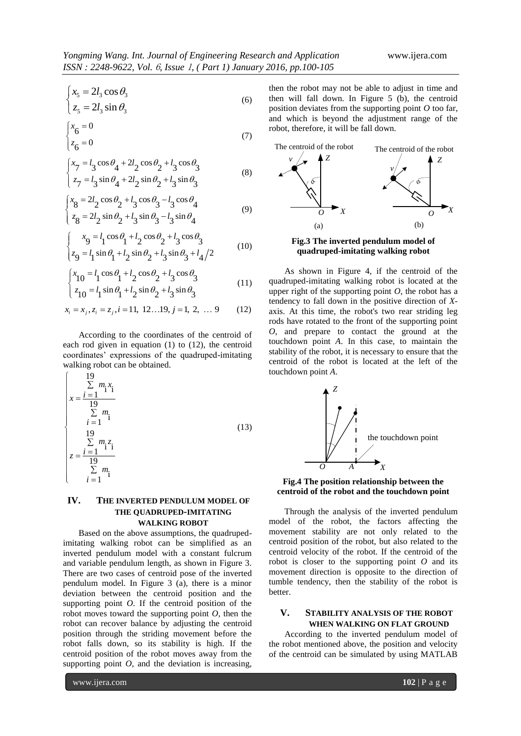$$\begin{cases} x_5 = 2l_3 \cos\theta_3 \\ z_5 = 2l_3 \sin\theta_3 \end{cases} \tag{6}$$

$$\begin{cases} x_6 = 0 \\ z_6 = 0 \end{cases} \tag{7}$$

$$\begin{cases} x_7 = l_3 \cos\theta_4 + 2l_2 \cos\theta_2 + l_3 \cos\theta_3 \\ z_7 = l_3 \sin\theta_4 + 2l_2 \sin\theta_2 + l_3 \sin\theta_3 \end{cases} \tag{8}$$

$$\begin{cases} x_8 = 2l_2 \cos\theta_2 + l_3 \cos\theta_3 - l_3 \cos\theta_4 \\ z_8 = 2l_2 \sin\theta_2 + l_3 \sin\theta_3 - l_3 \sin\theta_4 \end{cases} \tag{9}$$

$$\begin{cases} x_9 = l_1 \cos\theta_1 + l_2 \cos\theta_2 + l_3 \cos\theta_3 \\ z_9 = l_1 \sin\theta_1 + l_2 \sin\theta_2 + l_3 \sin\theta_3 + l_4/2 \end{cases} \tag{10}$$

$$\begin{cases} x_{10} = l_1 \cos\theta_1 + l_2 \cos\theta_2 + l_3 \cos\theta_3 \\ z_{10} = l_1 \sin\theta_1 + l_2 \sin\theta_2 + l_3 \sin\theta_3 \end{cases} \tag{11}$$

$$x_i = x_j, z_i = z_j, i = 11,\ 12 \ldots 19,\ j = 1,\ 2,\ \ldots\ 9 \tag{12}$$

According to the coordinates of the centroid of each rod given in equation (1) to (12), the centroid coordinates' expressions of the quadruped-imitating walking robot can be obtained.

$$\begin{cases} x = \dfrac{\sum\limits_{i=1}^{19} m_i x_i}{\sum\limits_{i=1}^{19} m_i} \\ z = \dfrac{\sum\limits_{i=1}^{19} m_i z_i}{\sum\limits_{i=1}^{19} m_i} \end{cases} \tag{13}$$

## IV. THE INVERTED PENDULUM MODEL OF THE QUADRUPED-IMITATING WALKING ROBOT

Based on the above assumptions, the quadruped-imitating walking robot can be simplified as an inverted pendulum model with a constant fulcrum and variable pendulum length, as shown in Figure 3. There are two cases of centroid pose of the inverted pendulum model. In Figure 3 (a), there is a minor deviation between the centroid position and the supporting point *O*. If the centroid position of the robot moves toward the supporting point *O*, then the robot can recover balance by adjusting the centroid position through the striding movement before the robot falls down, so its stability is high. If the centroid position of the robot moves away from the supporting point *O*, and the deviation is increasing, then the robot may not be able to adjust in time and then will fall down. In Figure 5 (b), the centroid position deviates from the supporting point *O* too far, and which is beyond the adjustment range of the robot, therefore, it will be fall down.

**Fig.3 The inverted pendulum model of quadruped-imitating walking robot**

As shown in Figure 4, if the centroid of the quadruped-imitating walking robot is located at the upper right of the supporting point *O*, the robot has a tendency to fall down in the positive direction of *X*-axis. At this time, the robot's two rear striding leg rods have rotated to the front of the supporting point *O*, and prepare to contact the ground at the touchdown point *A*. In this case, to maintain the stability of the robot, it is necessary to ensure that the centroid of the robot is located at the left of the touchdown point *A*.

**Fig.4 The position relationship between the centroid of the robot and the touchdown point**

Through the analysis of the inverted pendulum model of the robot, the factors affecting the movement stability are not only related to the centroid position of the robot, but also related to the centroid velocity of the robot. If the centroid of the robot is closer to the supporting point *O* and its movement direction is opposite to the direction of tumble tendency, then the stability of the robot is better.

## V. STABILITY ANALYSIS OF THE ROBOT WHEN WALKING ON FLAT GROUND

According to the inverted pendulum model of the robot mentioned above, the position and velocity of the centroid can be simulated by using MATLAB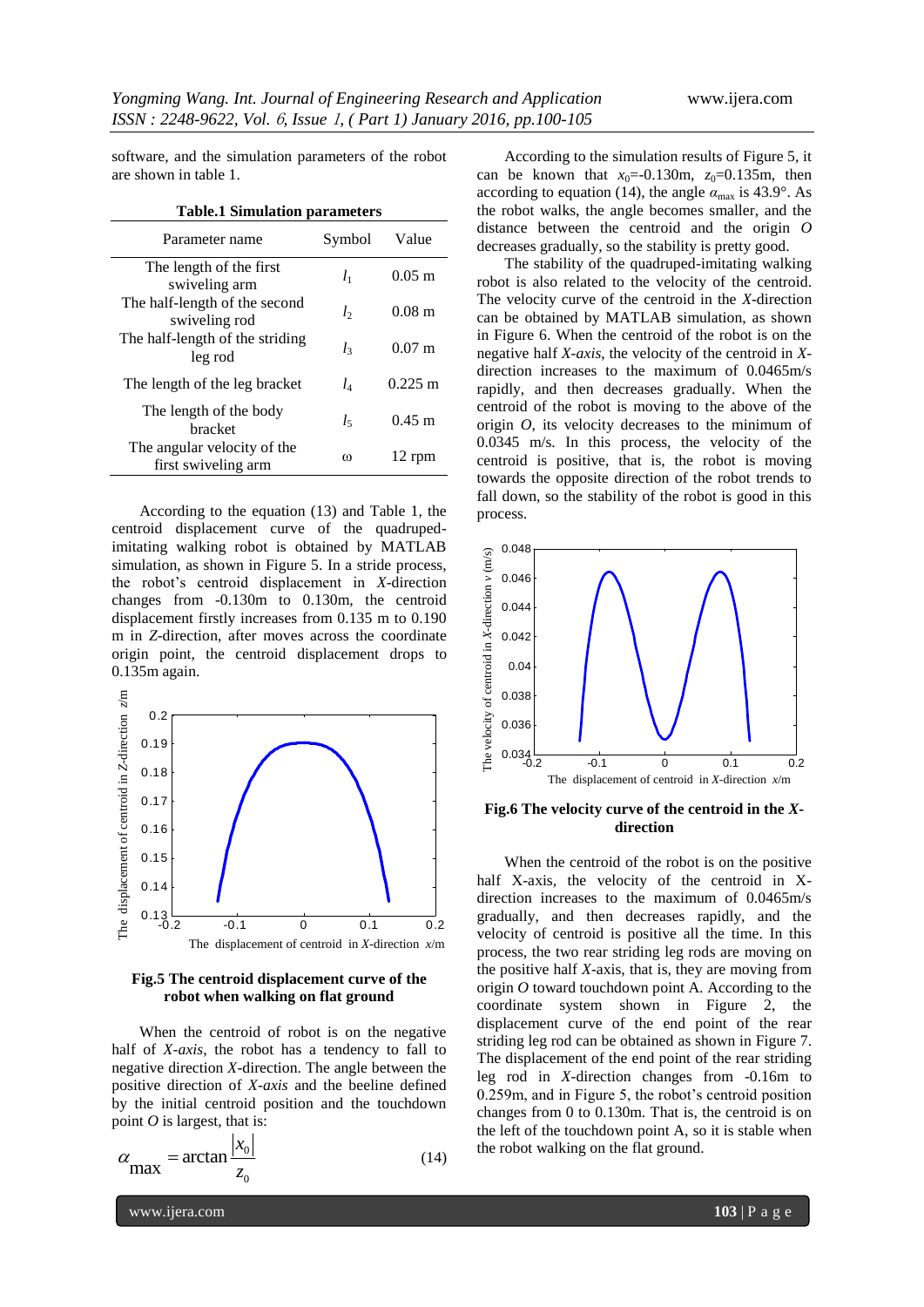software, and the simulation parameters of the robot are shown in table 1.

**Table.1 Simulation parameters**

| Parameter name | Symbol | Value |
|---|---|---|
| The length of the first swiveling arm | $l_1$ | 0.05 m |
| The half-length of the second swiveling rod | $l_2$ | 0.08 m |
| The half-length of the striding leg rod | $l_3$ | 0.07 m |
| The length of the leg bracket | $l_4$ | 0.225 m |
| The length of the body bracket | $l_5$ | 0.45 m |
| The angular velocity of the first swiveling arm | ω | 12 rpm |

According to the equation (13) and Table 1, the centroid displacement curve of the quadruped-imitating walking robot is obtained by MATLAB simulation, as shown in Figure 5. In a stride process, the robot's centroid displacement in *X*-direction changes from -0.130m to 0.130m, the centroid displacement firstly increases from 0.135 m to 0.190 m in *Z*-direction, after moves across the coordinate origin point, the centroid displacement drops to 0.135m again.

**Fig.5 The centroid displacement curve of the robot when walking on flat ground**

When the centroid of robot is on the negative half of *X-axis*, the robot has a tendency to fall to negative direction *X*-direction. The angle between the positive direction of *X-axis* and the beeline defined by the initial centroid position and the touchdown point *O* is largest, that is:

$$\alpha_{\max} = \arctan\frac{|x_0|}{z_0} \tag{14}$$

According to the simulation results of Figure 5, it can be known that $x_0$=-0.130m, $z_0$=0.135m, then according to equation (14), the angle $\alpha_{\max}$ is 43.9°. As the robot walks, the angle becomes smaller, and the distance between the centroid and the origin *O* decreases gradually, so the stability is pretty good.

The stability of the quadruped-imitating walking robot is also related to the velocity of the centroid. The velocity curve of the centroid in the *X*-direction can be obtained by MATLAB simulation, as shown in Figure 6. When the centroid of the robot is on the negative half *X-axis*, the velocity of the centroid in *X*-direction increases to the maximum of 0.0465m/s rapidly, and then decreases gradually. When the centroid of the robot is moving to the above of the origin *O*, its velocity decreases to the minimum of 0.0345 m/s. In this process, the velocity of the centroid is positive, that is, the robot is moving towards the opposite direction of the robot trends to fall down, so the stability of the robot is good in this process.

**Fig.6 The velocity curve of the centroid in the *X*-direction**

When the centroid of the robot is on the positive half X-axis, the velocity of the centroid in X-direction increases to the maximum of 0.0465m/s gradually, and then decreases rapidly, and the velocity of centroid is positive all the time. In this process, the two rear striding leg rods are moving on the positive half *X*-axis, that is, they are moving from origin *O* toward touchdown point A. According to the coordinate system shown in Figure 2, the displacement curve of the end point of the rear striding leg rod can be obtained as shown in Figure 7. The displacement of the end point of the rear striding leg rod in *X*-direction changes from -0.16m to 0.259m, and in Figure 5, the robot's centroid position changes from 0 to 0.130m. That is, the centroid is on the left of the touchdown point A, so it is stable when the robot walking on the flat ground.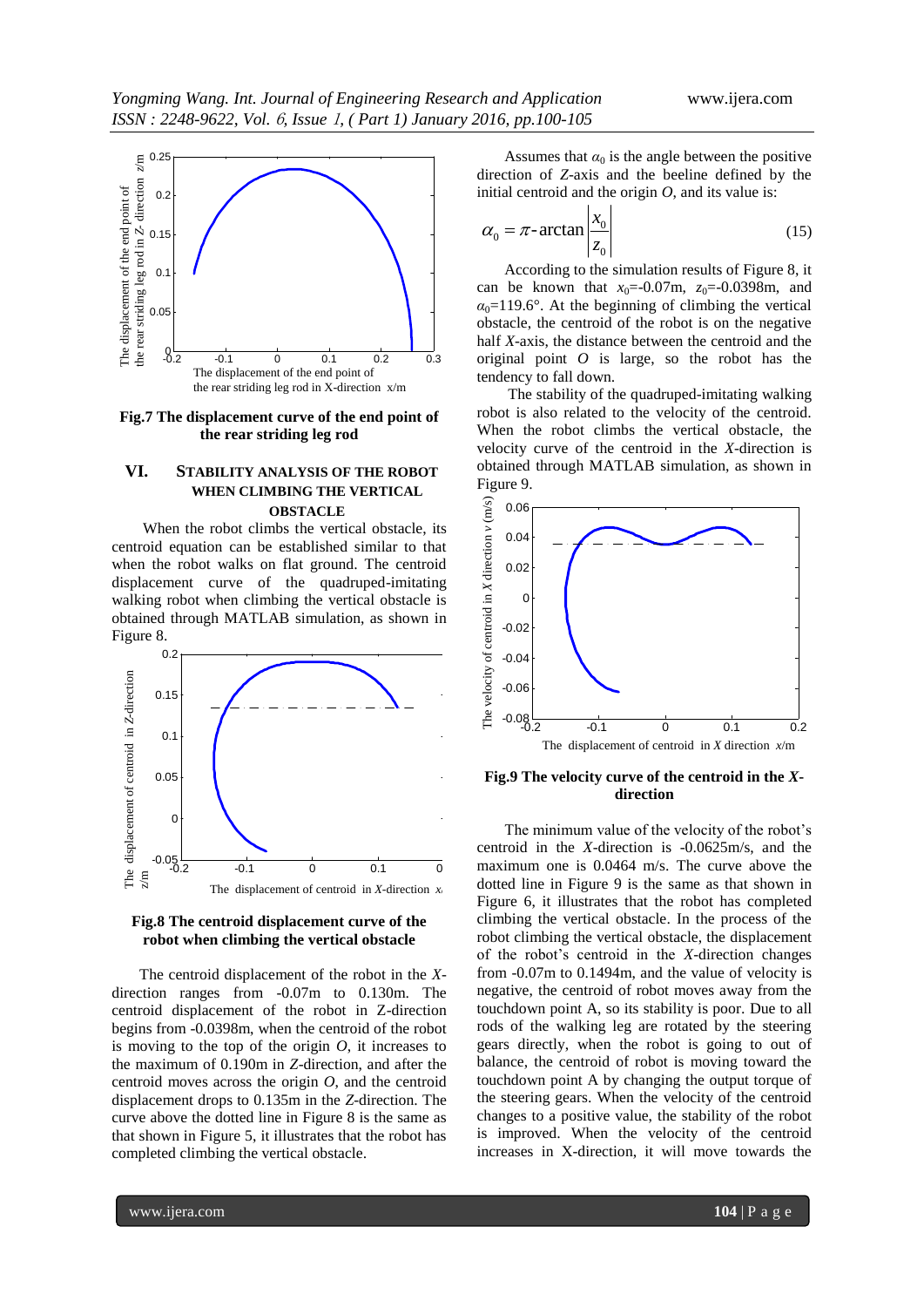**Fig.7 The displacement curve of the end point of the rear striding leg rod**

## VI. STABILITY ANALYSIS OF THE ROBOT WHEN CLIMBING THE VERTICAL OBSTACLE

When the robot climbs the vertical obstacle, its centroid equation can be established similar to that when the robot walks on flat ground. The centroid displacement curve of the quadruped-imitating walking robot when climbing the vertical obstacle is obtained through MATLAB simulation, as shown in Figure 8.

**Fig.8 The centroid displacement curve of the robot when climbing the vertical obstacle**

The centroid displacement of the robot in the *X*-direction ranges from -0.07m to 0.130m. The centroid displacement of the robot in Z-direction begins from -0.0398m, when the centroid of the robot is moving to the top of the origin *O*, it increases to the maximum of 0.190m in *Z*-direction, and after the centroid moves across the origin *O*, and the centroid displacement drops to 0.135m in the *Z*-direction. The curve above the dotted line in Figure 8 is the same as that shown in Figure 5, it illustrates that the robot has completed climbing the vertical obstacle.

Assumes that $\alpha_0$ is the angle between the positive direction of *Z*-axis and the beeline defined by the initial centroid and the origin *O*, and its value is:

$$\alpha_0 = \pi\text{-}\arctan\left|\frac{x_0}{z_0}\right| \tag{15}$$

According to the simulation results of Figure 8, it can be known that $x_0$=-0.07m, $z_0$=-0.0398m, and $\alpha_0$=119.6°. At the beginning of climbing the vertical obstacle, the centroid of the robot is on the negative half *X*-axis, the distance between the centroid and the original point *O* is large, so the robot has the tendency to fall down.

The stability of the quadruped-imitating walking robot is also related to the velocity of the centroid. When the robot climbs the vertical obstacle, the velocity curve of the centroid in the *X*-direction is obtained through MATLAB simulation, as shown in Figure 9.

**Fig.9 The velocity curve of the centroid in the *X*-direction**

The minimum value of the velocity of the robot's centroid in the *X*-direction is -0.0625m/s, and the maximum one is 0.0464 m/s. The curve above the dotted line in Figure 9 is the same as that shown in Figure 6, it illustrates that the robot has completed climbing the vertical obstacle. In the process of the robot climbing the vertical obstacle, the displacement of the robot's centroid in the *X*-direction changes from -0.07m to 0.1494m, and the value of velocity is negative, the centroid of robot moves away from the touchdown point A, so its stability is poor. Due to all rods of the walking leg are rotated by the steering gears directly, when the robot is going to out of balance, the centroid of robot is moving toward the touchdown point A by changing the output torque of the steering gears. When the velocity of the centroid changes to a positive value, the stability of the robot is improved. When the velocity of the centroid increases in X-direction, it will move towards the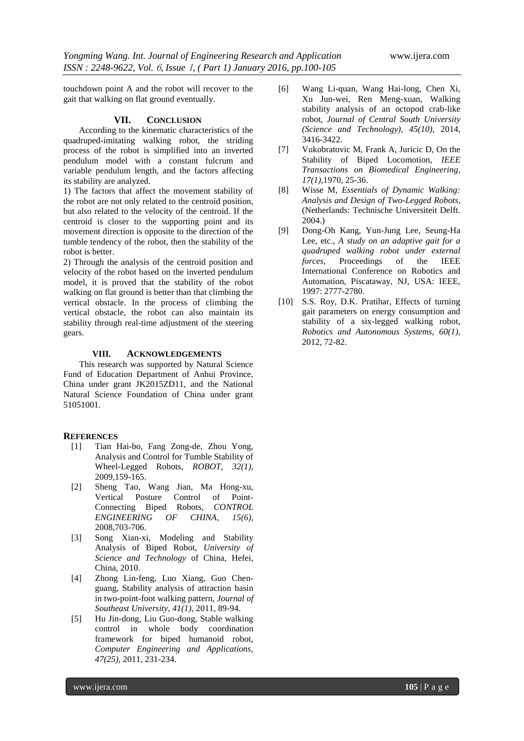touchdown point A and the robot will recover to the gait that walking on flat ground eventually.

## VII. Conclusion

According to the kinematic characteristics of the quadruped-imitating walking robot, the striding process of the robot is simplified into an inverted pendulum model with a constant fulcrum and variable pendulum length, and the factors affecting its stability are analyzed.

1) The factors that affect the movement stability of the robot are not only related to the centroid position, but also related to the velocity of the centroid. If the centroid is closer to the supporting point and its movement direction is opposite to the direction of the tumble tendency of the robot, then the stability of the robot is better.

2) Through the analysis of the centroid position and velocity of the robot based on the inverted pendulum model, it is proved that the stability of the robot walking on flat ground is better than that climbing the vertical obstacle. In the process of climbing the vertical obstacle, the robot can also maintain its stability through real-time adjustment of the steering gears.

## VIII. Acknowledgements

This research was supported by Natural Science Fund of Education Department of Anhui Province, China under grant JK2015ZD11, and the National Natural Science Foundation of China under grant 51051001.

## References

[1] Tian Hai-bo, Fang Zong-de, Zhou Yong, Analysis and Control for Tumble Stability of Wheel-Legged Robots, *ROBOT, 32(1)*, 2009,159-165.

[2] Sheng Tao, Wang Jian, Ma Hong-xu, Vertical Posture Control of Point-Connecting Biped Robots, *CONTROL ENGINEERING OF CHINA, 15(6)*, 2008,703-706.

[3] Song Xian-xi, Modeling and Stability Analysis of Biped Robot, *University of Science and Technology* of China, Hefei, China, 2010.

[4] Zhong Lin-feng, Luo Xiang, Guo Chen-guang, Stability analysis of attraction basin in two-point-foot walking pattern, *Journal of Southeast University, 41(1)*, 2011, 89-94.

[5] Hu Jin-dong, Liu Guo-dong, Stable walking control in whole body coordination framework for biped humanoid robot, *Computer Engineering and Applications, 47(25)*, 2011, 231-234.

[6] Wang Li-quan, Wang Hai-long, Chen Xi, Xu Jun-wei, Ren Meng-xuan, Walking stability analysis of an octopod crab-like robot, *Journal of Central South University (Science and Technology), 45(10)*, 2014, 3416-3422.

[7] Vukobratovic M, Frank A, Juricic D, On the Stability of Biped Locomotion, *IEEE Transactions on Biomedical Engineering, 17(1)*,1970, 25-36.

[8] Wisse M, *Essentials of Dynamic Walking: Analysis and Design of Two-Legged Robots*, (Netherlands: Technische Universiteit Delft. 2004.)

[9] Dong-Oh Kang, Yun-Jung Lee, Seung-Ha Lee, etc., *A study on an adaptive gait for a quadruped walking robot under external forces*, Proceedings of the IEEE International Conference on Robotics and Automation, Piscataway, NJ, USA: IEEE, 1997: 2777-2780.

[10] S.S. Roy, D.K. Pratihar, Effects of turning gait parameters on energy consumption and stability of a six-legged walking robot, *Robotics and Autonomous Systems, 60(1)*, 2012, 72-82.